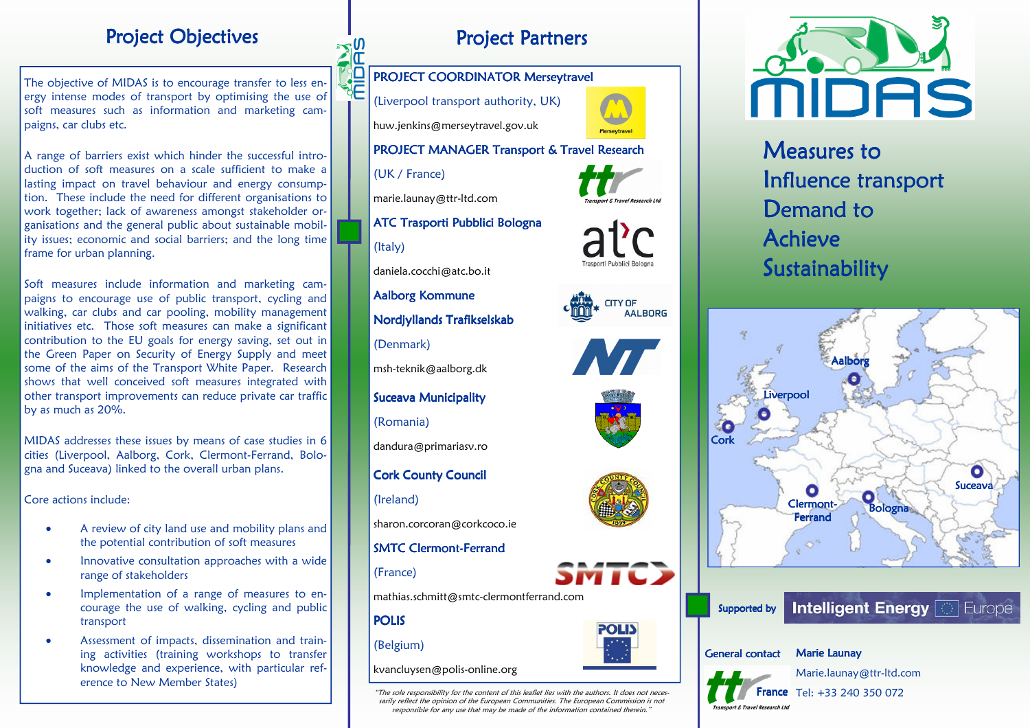## Project Objectives

The objective of MIDAS is to encourage transfer to less energy intense modes of transport by optimising the use of soft measures such as information and marketing campaigns, car clubs etc.

A range of barriers exist which hinder the successful introduction of soft measures on a scale sufficient to make a lasting impact on travel behaviour and energy consumption. These include the need for different organisations to work together; lack of awareness amongst stakeholder organisations and the general public about sustainable mobility issues; economic and social barriers; and the long time frame for urban planning.

Soft measures include information and marketing campaigns to encourage use of public transport, cycling and walking, car clubs and car pooling, mobility management initiatives etc. Those soft measures can make a significant contribution to the EU goals for energy saving, set out in the Green Paper on Security of Energy Supply and meet some of the aims of the Transport White Paper. Research shows that well conceived soft measures integrated with other transport improvements can reduce private car traffic by as much as 20%.

MIDAS addresses these issues by means of case studies in 6 cities (Liverpool, Aalborg, Cork, Clermont-Ferrand, Bologna and Suceava) linked to the overall urban plans.

Core actions include:

- A review of city land use and mobility plans and the potential contribution of soft measures
- Innovative consultation approaches with a wide range of stakeholders
- Implementation of a range of measures to encourage the use of walking, cycling and public transport
- Assessment of impacts, dissemination and training activities (training workshops to transfer knowledge and experience, with particular reference to New Member States)

## Project Partners

**PROJECT COORDINATOR Merseytravel**
(Liverpool transport authority, UK)
huw.jenkins@merseytravel.gov.uk

**PROJECT MANAGER Transport & Travel Research**
(UK / France)
marie.launay@ttr-ltd.com

**ATC Trasporti Pubblici Bologna**
(Italy)
daniela.cocchi@atc.bo.it

**Aalborg Kommune**
**Nordjyllands Trafikselskab**
(Denmark)
msh-teknik@aalborg.dk

**Suceava Municipality**
(Romania)
dandura@primariasv.ro

**Cork County Council**
(Ireland)
sharon.corcoran@corkcoco.ie

**SMTC Clermont-Ferrand**
(France)
mathias.schmitt@smtc-clermontferrand.com

**POLIS**
(Belgium)
kvancluysen@polis-online.org

*"The sole responsibility for the content of this leaflet lies with the authors. It does not necessarily reflect the opinion of the European Communities. The European Commission is not responsible for any use that may be made of the information contained therein."*

# MIDAS

## Measures to Influence transport Demand to Achieve Sustainability

Aalborg, Liverpool, Cork, Clermont-Ferrand, Bologna, Suceava

Supported by Intelligent Energy Europe

**General contact** — **Marie Launay**
Marie.launay@ttr-ltd.com
Tel: +33 240 350 072

ttr France — Transport & Travel Research Ltd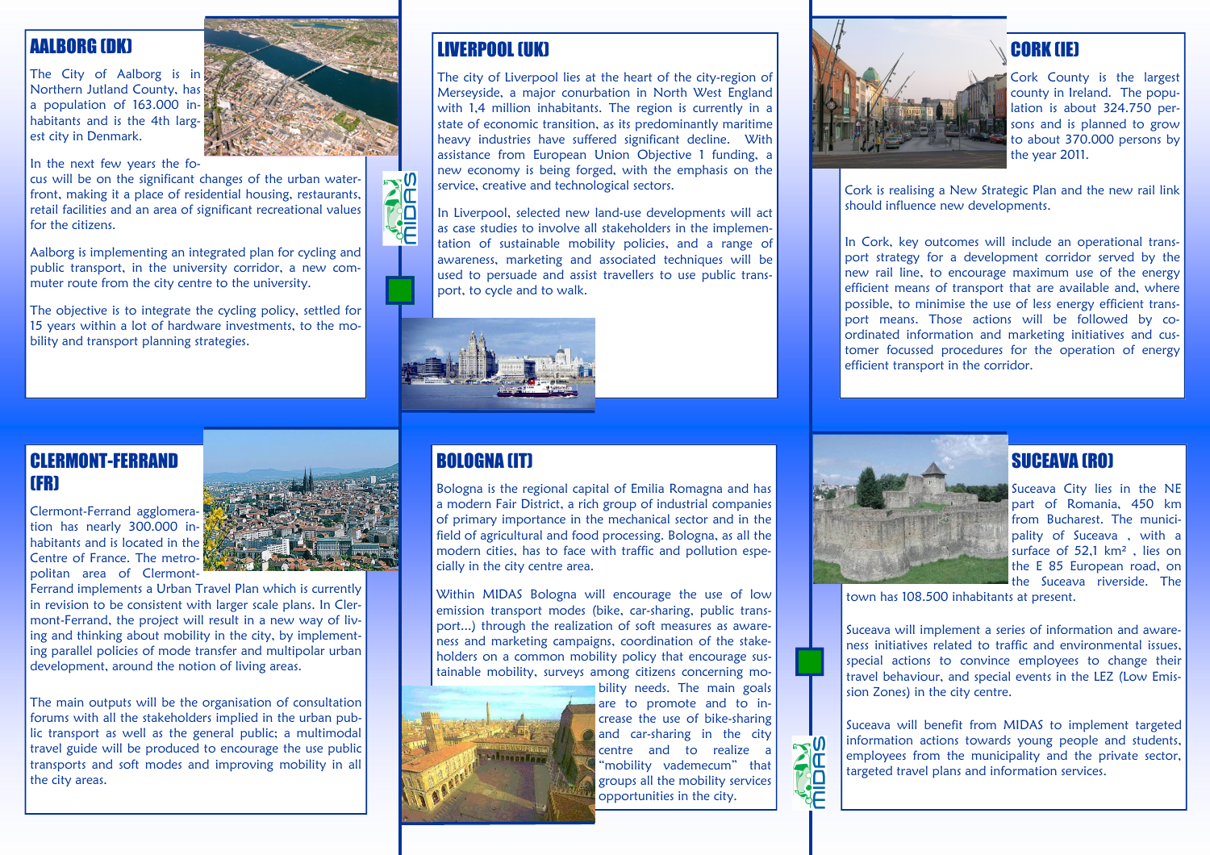## AALBORG (DK)

The City of Aalborg is in Northern Jutland County, has a population of 163.000 inhabitants and is the 4th largest city in Denmark.

In the next few years the focus will be on the significant changes of the urban waterfront, making it a place of residential housing, restaurants, retail facilities and an area of significant recreational values for the citizens.

Aalborg is implementing an integrated plan for cycling and public transport, in the university corridor, a new commuter route from the city centre to the university.

The objective is to integrate the cycling policy, settled for 15 years within a lot of hardware investments, to the mobility and transport planning strategies.

## LIVERPOOL (UK)

The city of Liverpool lies at the heart of the city-region of Merseyside, a major conurbation in North West England with 1,4 million inhabitants. The region is currently in a state of economic transition, as its predominantly maritime heavy industries have suffered significant decline. With assistance from European Union Objective 1 funding, a new economy is being forged, with the emphasis on the service, creative and technological sectors.

In Liverpool, selected new land-use developments will act as case studies to involve all stakeholders in the implementation of sustainable mobility policies, and a range of awareness, marketing and associated techniques will be used to persuade and assist travellers to use public transport, to cycle and to walk.

## CORK (IE)

Cork County is the largest county in Ireland. The population is about 324.750 persons and is planned to grow to about 370.000 persons by the year 2011.

Cork is realising a New Strategic Plan and the new rail link should influence new developments.

In Cork, key outcomes will include an operational transport strategy for a development corridor served by the new rail line, to encourage maximum use of the energy efficient means of transport that are available and, where possible, to minimise the use of less energy efficient transport means. Those actions will be followed by coordinated information and marketing initiatives and customer focussed procedures for the operation of energy efficient transport in the corridor.

## CLERMONT-FERRAND (FR)

Clermont-Ferrand agglomeration has nearly 300.000 inhabitants and is located in the Centre of France. The metropolitan area of Clermont-Ferrand implements a Urban Travel Plan which is currently in revision to be consistent with larger scale plans. In Clermont-Ferrand, the project will result in a new way of living and thinking about mobility in the city, by implementing parallel policies of mode transfer and multipolar urban development, around the notion of living areas.

The main outputs will be the organisation of consultation forums with all the stakeholders implied in the urban public transport as well as the general public; a multimodal travel guide will be produced to encourage the use public transports and soft modes and improving mobility in all the city areas.

## BOLOGNA (IT)

Bologna is the regional capital of Emilia Romagna and has a modern Fair District, a rich group of industrial companies of primary importance in the mechanical sector and in the field of agricultural and food processing. Bologna, as all the modern cities, has to face with traffic and pollution especially in the city centre area.

Within MIDAS Bologna will encourage the use of low emission transport modes (bike, car-sharing, public transport...) through the realization of soft measures as awareness and marketing campaigns, coordination of the stakeholders on a common mobility policy that encourage sustainable mobility, surveys among citizens concerning mobility needs. The main goals are to promote and increase the use of bike-sharing and car-sharing in the city centre and to realize a "mobility vademecum" that groups all the mobility services opportunities in the city.

## SUCEAVA (RO)

Suceava City lies in the NE part of Romania, 450 km from Bucharest. The municipality of Suceava , with a surface of 52,1 km² , lies on the E 85 European road, on the Suceava riverside. The town has 108.500 inhabitants at present.

Suceava will implement a series of information and awareness initiatives related to traffic and environmental issues, special actions to convince employees to change their travel behaviour, and special events in the LEZ (Low Emission Zones) in the city centre.

Suceava will benefit from MIDAS to implement targeted information actions towards young people and students, employees from the municipality and the private sector, targeted travel plans and information services.